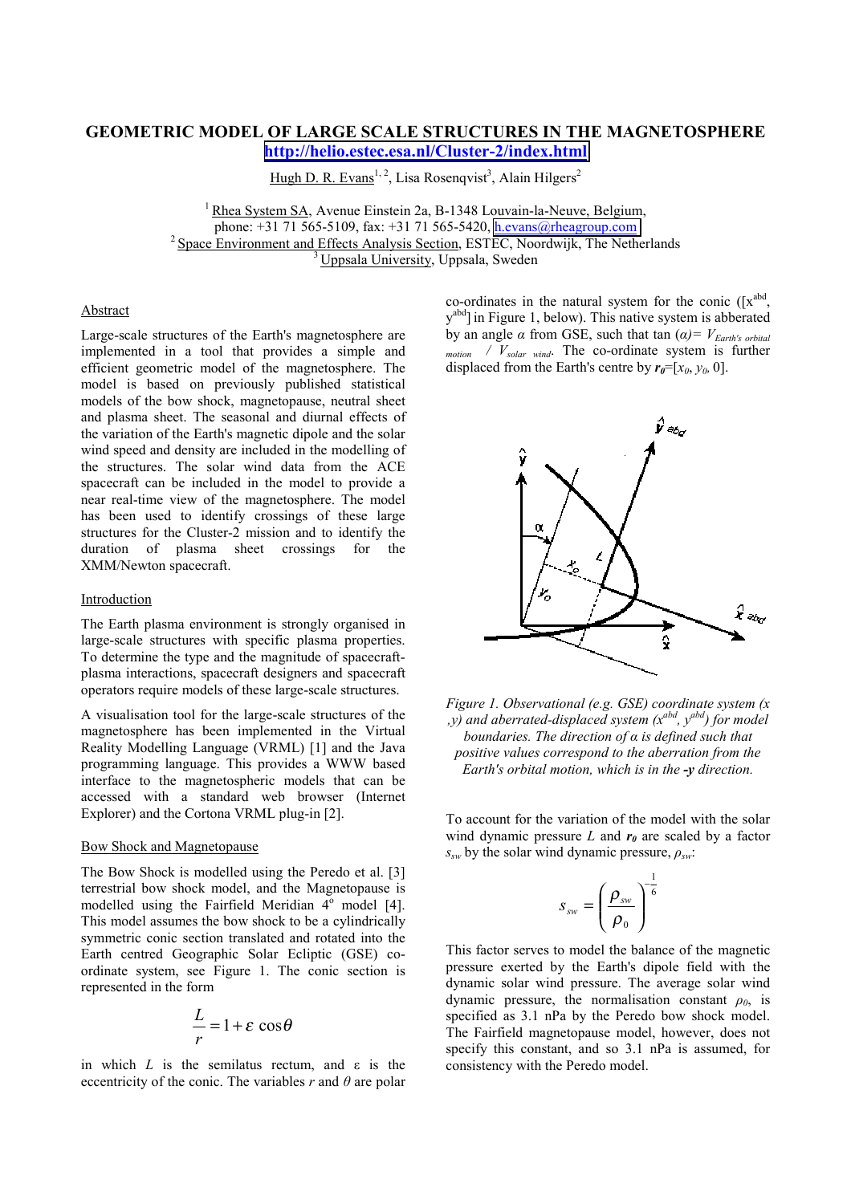# GEOMETRIC MODEL OF LARGE SCALE STRUCTURES IN THE MAGNETOSPHERE

http://helio.estec.esa.nl/Cluster-2/index.html

Hugh D. R. Evans[1, 2], Lisa Rosenqvist[3], Alain Hilgers[2]

[1] Rhea System SA, Avenue Einstein 2a, B-1348 Louvain-la-Neuve, Belgium,
phone: +31 71 565-5109, fax: +31 71 565-5420, h.evans@rheagroup.com
[2] Space Environment and Effects Analysis Section, ESTEC, Noordwijk, The Netherlands
[3] Uppsala University, Uppsala, Sweden

## Abstract

Large-scale structures of the Earth's magnetosphere are implemented in a tool that provides a simple and efficient geometric model of the magnetosphere. The model is based on previously published statistical models of the bow shock, magnetopause, neutral sheet and plasma sheet. The seasonal and diurnal effects of the variation of the Earth's magnetic dipole and the solar wind speed and density are included in the modelling of the structures. The solar wind data from the ACE spacecraft can be included in the model to provide a near real-time view of the magnetosphere. The model has been used to identify crossings of these large structures for the Cluster-2 mission and to identify the duration of plasma sheet crossings for the XMM/Newton spacecraft.

## Introduction

The Earth plasma environment is strongly organised in large-scale structures with specific plasma properties. To determine the type and the magnitude of spacecraft-plasma interactions, spacecraft designers and spacecraft operators require models of these large-scale structures.

A visualisation tool for the large-scale structures of the magnetosphere has been implemented in the Virtual Reality Modelling Language (VRML) [1] and the Java programming language. This provides a WWW based interface to the magnetospheric models that can be accessed with a standard web browser (Internet Explorer) and the Cortona VRML plug-in [2].

## Bow Shock and Magnetopause

The Bow Shock is modelled using the Peredo et al. [3] terrestrial bow shock model, and the Magnetopause is modelled using the Fairfield Meridian 4° model [4]. This model assumes the bow shock to be a cylindrically symmetric conic section translated and rotated into the Earth centred Geographic Solar Ecliptic (GSE) co-ordinate system, see Figure 1. The conic section is represented in the form

$$\frac{L}{r} = 1 + \varepsilon \cos\theta$$

in which $L$ is the semilatus rectum, and $\varepsilon$ is the eccentricity of the conic. The variables $r$ and $\theta$ are polar co-ordinates in the natural system for the conic ($[x^{abd}, y^{abd}]$ in Figure 1, below). This native system is abberated by an angle $\alpha$ from GSE, such that $\tan(\alpha) = V_{Earth's\ orbital\ motion} / V_{solar\ wind}$. The co-ordinate system is further displaced from the Earth's centre by $\boldsymbol{r_0} = [x_0, y_0, 0]$.

*Figure 1. Observational (e.g. GSE) coordinate system (x ,y) and aberrated-displaced system ($x^{abd}$, $y^{abd}$) for model boundaries. The direction of α is defined such that positive values correspond to the aberration from the Earth's orbital motion, which is in the* **-y** *direction.*

To account for the variation of the model with the solar wind dynamic pressure $L$ and $\boldsymbol{r_0}$ are scaled by a factor $s_{sw}$ by the solar wind dynamic pressure, $\rho_{sw}$:

$$s_{sw} = \left(\frac{\rho_{sw}}{\rho_0}\right)^{-\frac{1}{6}}$$

This factor serves to model the balance of the magnetic pressure exerted by the Earth's dipole field with the dynamic solar wind pressure. The average solar wind dynamic pressure, the normalisation constant $\rho_0$, is specified as 3.1 nPa by the Peredo bow shock model. The Fairfield magnetopause model, however, does not specify this constant, and so 3.1 nPa is assumed, for consistency with the Peredo model.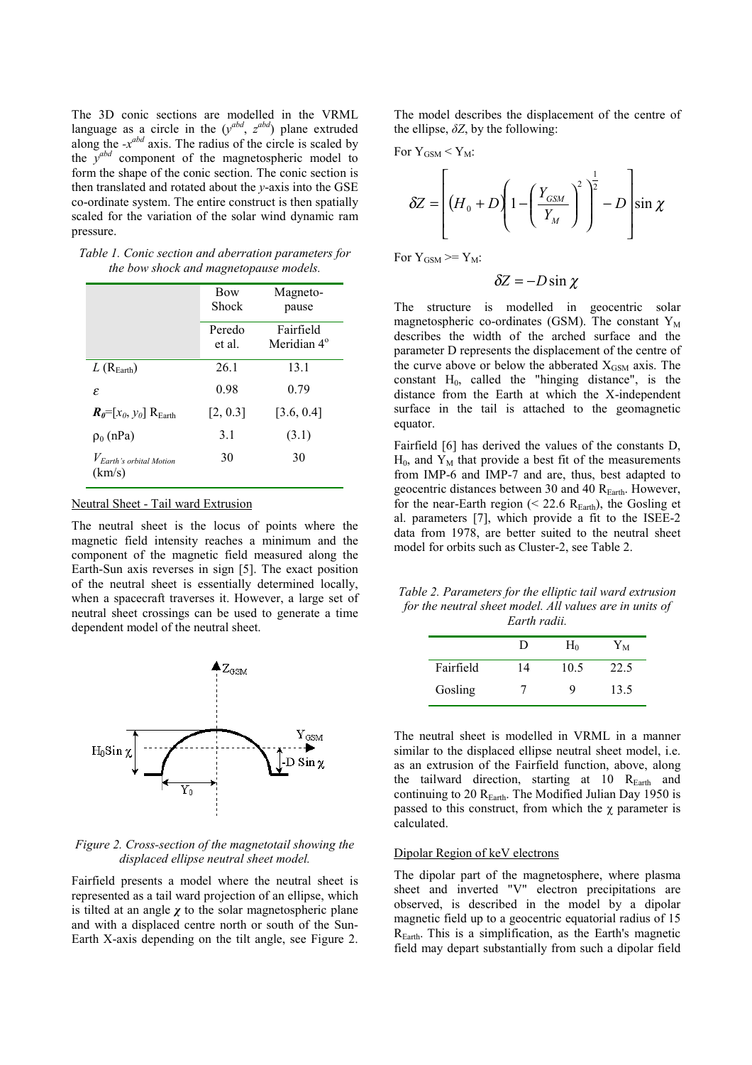The 3D conic sections are modelled in the VRML language as a circle in the ($y^{abd}$, $z^{abd}$) plane extruded along the -$x^{abd}$ axis. The radius of the circle is scaled by the $y^{abd}$ component of the magnetospheric model to form the shape of the conic section. The conic section is then translated and rotated about the $y$-axis into the GSE co-ordinate system. The entire construct is then spatially scaled for the variation of the solar wind dynamic ram pressure.

*Table 1. Conic section and aberration parameters for the bow shock and magnetopause models.*

| | Bow Shock | Magneto-pause |
|---|---|---|
| | Peredo et al. | Fairfield Meridian 4° |
| $L$ ($R_{Earth}$) | 26.1 | 13.1 |
| $\varepsilon$ | 0.98 | 0.79 |
| $\boldsymbol{R_0}$=[$x_0$, $y_0$] $R_{Earth}$ | [2, 0.3] | [3.6, 0.4] |
| $\rho_0$ (nPa) | 3.1 | (3.1) |
| $V_{Earth's\ orbital\ Motion}$ (km/s) | 30 | 30 |

## Neutral Sheet - Tail ward Extrusion

The neutral sheet is the locus of points where the magnetic field intensity reaches a minimum and the component of the magnetic field measured along the Earth-Sun axis reverses in sign [5]. The exact position of the neutral sheet is essentially determined locally, when a spacecraft traverses it. However, a large set of neutral sheet crossings can be used to generate a time dependent model of the neutral sheet.

*Figure 2. Cross-section of the magnetotail showing the displaced ellipse neutral sheet model.*

Fairfield presents a model where the neutral sheet is represented as a tail ward projection of an ellipse, which is tilted at an angle $\chi$ to the solar magnetospheric plane and with a displaced centre north or south of the Sun-Earth X-axis depending on the tilt angle, see Figure 2. The model describes the displacement of the centre of the ellipse, $\delta Z$, by the following:

For $Y_{GSM} < Y_M$:

$$\delta Z = \left[ \left(H_0 + D\right)\left(1 - \left(\frac{Y_{GSM}}{Y_M}\right)^2\right)^{\frac{1}{2}} - D \right] \sin\chi$$

For $Y_{GSM} >= Y_M$:

$$\delta Z = -D\sin\chi$$

The structure is modelled in geocentric solar magnetospheric co-ordinates (GSM). The constant $Y_M$ describes the width of the arched surface and the parameter D represents the displacement of the centre of the curve above or below the abberated $X_{GSM}$ axis. The constant $H_0$, called the "hinging distance", is the distance from the Earth at which the X-independent surface in the tail is attached to the geomagnetic equator.

Fairfield [6] has derived the values of the constants D, $H_0$, and $Y_M$ that provide a best fit of the measurements from IMP-6 and IMP-7 and are, thus, best adapted to geocentric distances between 30 and 40 $R_{Earth}$. However, for the near-Earth region (< 22.6 $R_{Earth}$), the Gosling et al. parameters [7], which provide a fit to the ISEE-2 data from 1978, are better suited to the neutral sheet model for orbits such as Cluster-2, see Table 2.

*Table 2. Parameters for the elliptic tail ward extrusion for the neutral sheet model. All values are in units of Earth radii.*

| | D | $H_0$ | $Y_M$ |
|---|---|---|---|
| Fairfield | 14 | 10.5 | 22.5 |
| Gosling | 7 | 9 | 13.5 |

The neutral sheet is modelled in VRML in a manner similar to the displaced ellipse neutral sheet model, i.e. as an extrusion of the Fairfield function, above, along the tailward direction, starting at 10 $R_{Earth}$ and continuing to 20 $R_{Earth}$. The Modified Julian Day 1950 is passed to this construct, from which the $\chi$ parameter is calculated.

## Dipolar Region of keV electrons

The dipolar part of the magnetosphere, where plasma sheet and inverted "V" electron precipitations are observed, is described in the model by a dipolar magnetic field up to a geocentric equatorial radius of 15 $R_{Earth}$. This is a simplification, as the Earth's magnetic field may depart substantially from such a dipolar field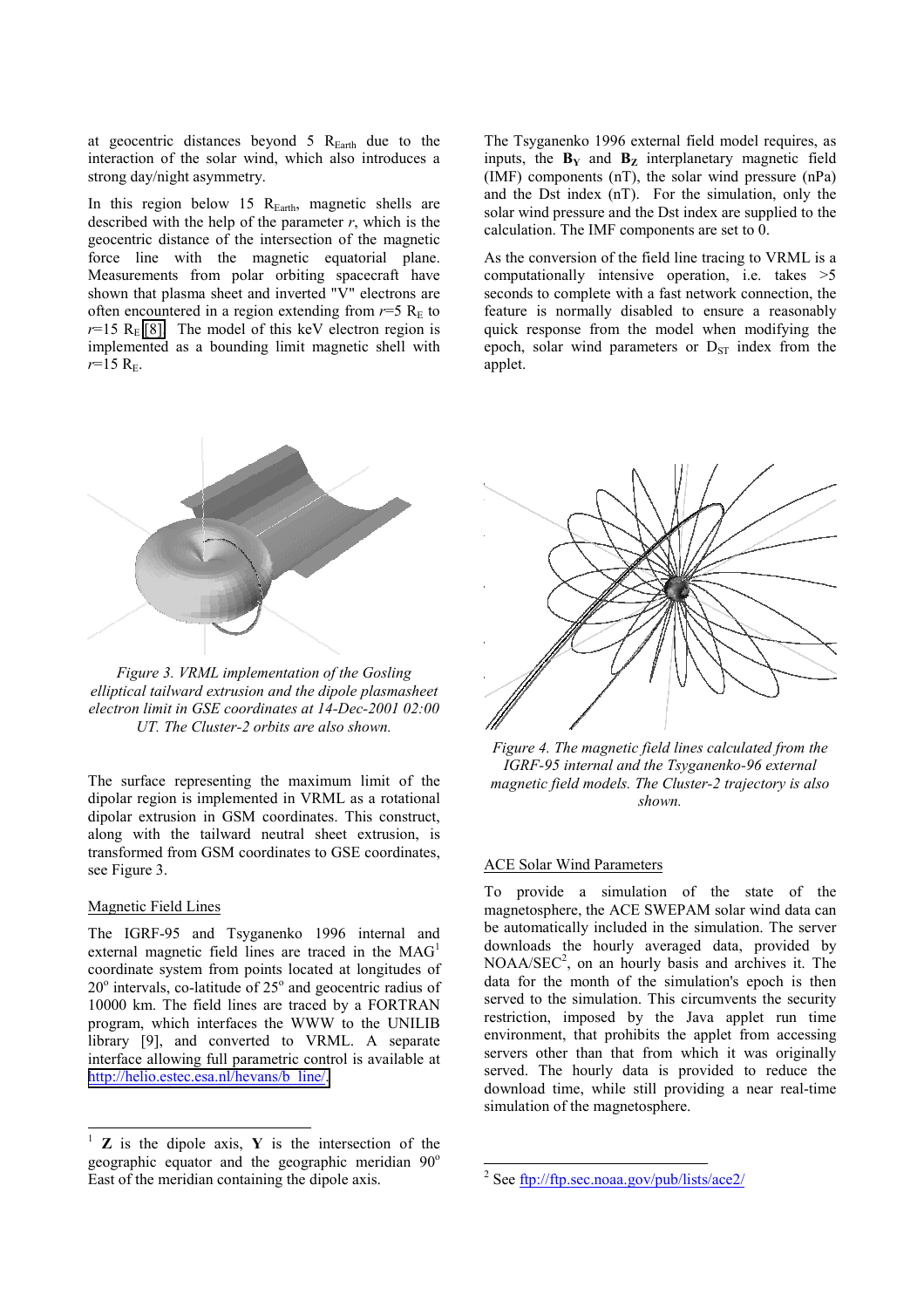at geocentric distances beyond 5 $R_{Earth}$ due to the interaction of the solar wind, which also introduces a strong day/night asymmetry.

In this region below 15 $R_{Earth}$, magnetic shells are described with the help of the parameter *r*, which is the geocentric distance of the intersection of the magnetic force line with the magnetic equatorial plane. Measurements from polar orbiting spacecraft have shown that plasma sheet and inverted "V" electrons are often encountered in a region extending from *r*=5 $R_E$ to *r*=15 $R_E$ [8]. The model of this keV electron region is implemented as a bounding limit magnetic shell with *r*=15 $R_E$.

*Figure 3. VRML implementation of the Gosling elliptical tailward extrusion and the dipole plasmasheet electron limit in GSE coordinates at 14-Dec-2001 02:00 UT. The Cluster-2 orbits are also shown.*

The surface representing the maximum limit of the dipolar region is implemented in VRML as a rotational dipolar extrusion in GSM coordinates. This construct, along with the tailward neutral sheet extrusion, is transformed from GSM coordinates to GSE coordinates, see Figure 3.

## Magnetic Field Lines

The IGRF-95 and Tsyganenko 1996 internal and external magnetic field lines are traced in the MAG[1] coordinate system from points located at longitudes of 20° intervals, co-latitude of 25° and geocentric radius of 10000 km. The field lines are traced by a FORTRAN program, which interfaces the WWW to the UNILIB library [9], and converted to VRML. A separate interface allowing full parametric control is available at http://helio.estec.esa.nl/hevans/b_line/.

The Tsyganenko 1996 external field model requires, as inputs, the $\mathbf{B_Y}$ and $\mathbf{B_Z}$ interplanetary magnetic field (IMF) components (nT), the solar wind pressure (nPa) and the Dst index (nT). For the simulation, only the solar wind pressure and the Dst index are supplied to the calculation. The IMF components are set to 0.

As the conversion of the field line tracing to VRML is a computationally intensive operation, i.e. takes >5 seconds to complete with a fast network connection, the feature is normally disabled to ensure a reasonably quick response from the model when modifying the epoch, solar wind parameters or $D_{ST}$ index from the applet.

*Figure 4. The magnetic field lines calculated from the IGRF-95 internal and the Tsyganenko-96 external magnetic field models. The Cluster-2 trajectory is also shown.*

## ACE Solar Wind Parameters

To provide a simulation of the state of the magnetosphere, the ACE SWEPAM solar wind data can be automatically included in the simulation. The server downloads the hourly averaged data, provided by NOAA/SEC[2], on an hourly basis and archives it. The data for the month of the simulation's epoch is then served to the simulation. This circumvents the security restriction, imposed by the Java applet run time environment, that prohibits the applet from accessing servers other than that from which it was originally served. The hourly data is provided to reduce the download time, while still providing a near real-time simulation of the magnetosphere.

---

[1] **Z** is the dipole axis, **Y** is the intersection of the geographic equator and the geographic meridian 90° East of the meridian containing the dipole axis.

[2] See ftp://ftp.sec.noaa.gov/pub/lists/ace2/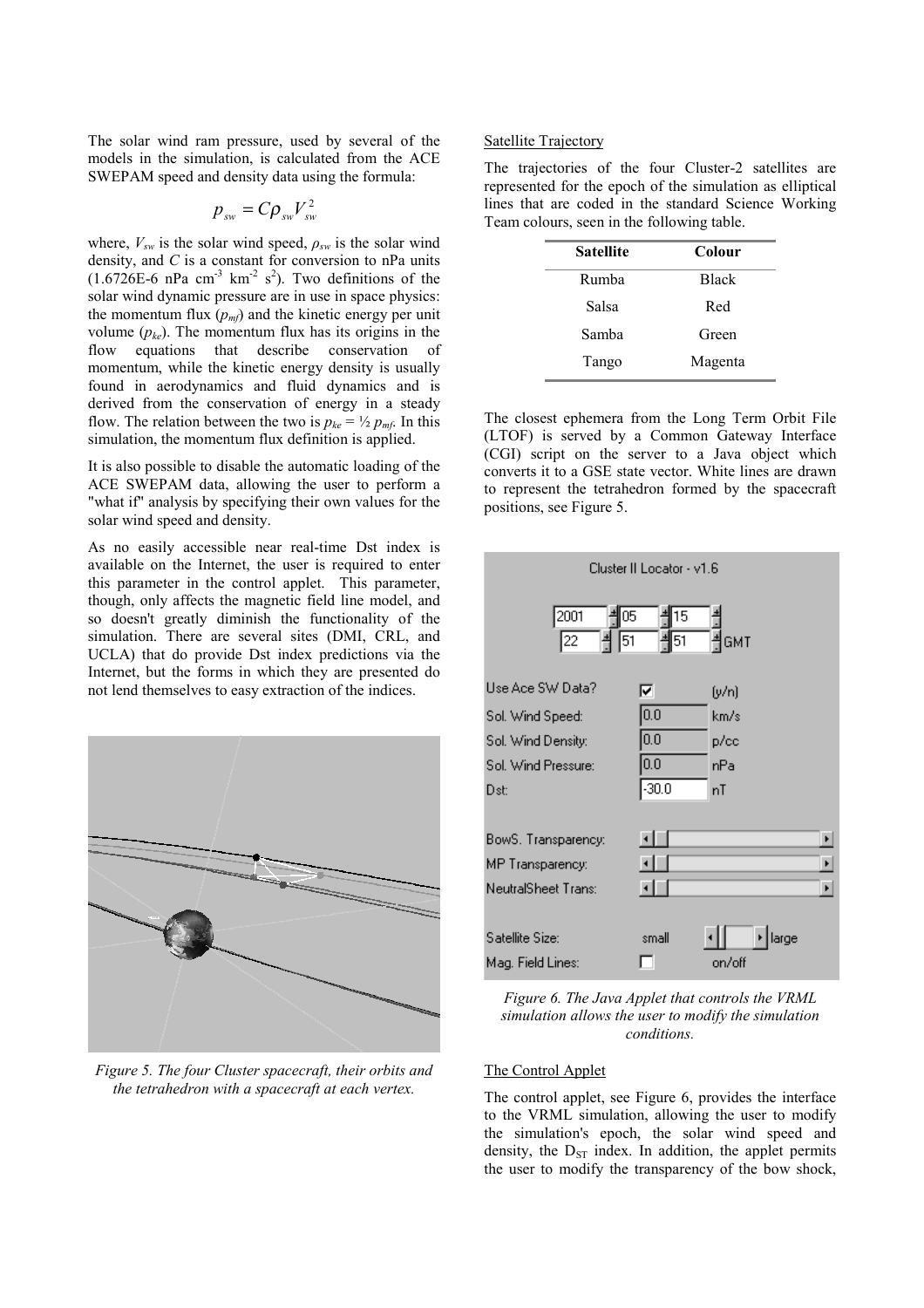The solar wind ram pressure, used by several of the models in the simulation, is calculated from the ACE SWEPAM speed and density data using the formula:

$$p_{sw} = C\rho_{sw}V_{sw}^2$$

where, $V_{sw}$ is the solar wind speed, $\rho_{sw}$ is the solar wind density, and $C$ is a constant for conversion to nPa units (1.6726E-6 nPa $cm^{-3}$ $km^{-2}$ $s^2$). Two definitions of the solar wind dynamic pressure are in use in space physics: the momentum flux ($p_{mf}$) and the kinetic energy per unit volume ($p_{ke}$). The momentum flux has its origins in the flow equations that describe conservation of momentum, while the kinetic energy density is usually found in aerodynamics and fluid dynamics and is derived from the conservation of energy in a steady flow. The relation between the two is $p_{ke} = ½\, p_{mf}$. In this simulation, the momentum flux definition is applied.

It is also possible to disable the automatic loading of the ACE SWEPAM data, allowing the user to perform a "what if" analysis by specifying their own values for the solar wind speed and density.

As no easily accessible near real-time Dst index is available on the Internet, the user is required to enter this parameter in the control applet. This parameter, though, only affects the magnetic field line model, and so doesn't greatly diminish the functionality of the simulation. There are several sites (DMI, CRL, and UCLA) that do provide Dst index predictions via the Internet, but the forms in which they are presented do not lend themselves to easy extraction of the indices.

*Figure 5. The four Cluster spacecraft, their orbits and the tetrahedron with a spacecraft at each vertex.*

Satellite Trajectory

The trajectories of the four Cluster-2 satellites are represented for the epoch of the simulation as elliptical lines that are coded in the standard Science Working Team colours, seen in the following table.

| Satellite | Colour |
|---|---|
| Rumba | Black |
| Salsa | Red |
| Samba | Green |
| Tango | Magenta |

The closest ephemera from the Long Term Orbit File (LTOF) is served by a Common Gateway Interface (CGI) script on the server to a Java object which converts it to a GSE state vector. White lines are drawn to represent the tetrahedron formed by the spacecraft positions, see Figure 5.

*Figure 6. The Java Applet that controls the VRML simulation allows the user to modify the simulation conditions.*

The Control Applet

The control applet, see Figure 6, provides the interface to the VRML simulation, allowing the user to modify the simulation's epoch, the solar wind speed and density, the $D_{ST}$ index. In addition, the applet permits the user to modify the transparency of the bow shock,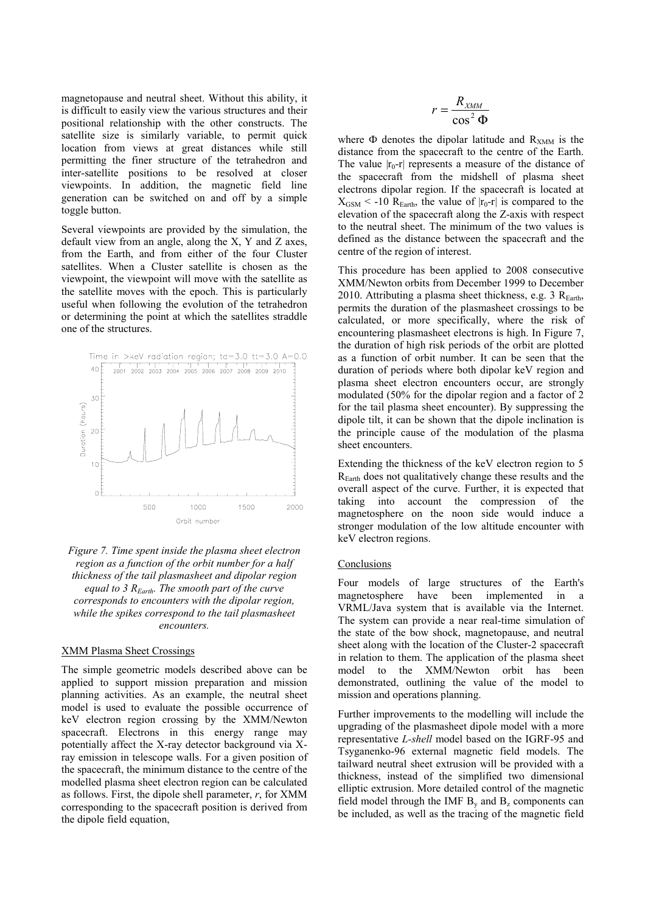magnetopause and neutral sheet. Without this ability, it is difficult to easily view the various structures and their positional relationship with the other constructs. The satellite size is similarly variable, to permit quick location from views at great distances while still permitting the finer structure of the tetrahedron and inter-satellite positions to be resolved at closer viewpoints. In addition, the magnetic field line generation can be switched on and off by a simple toggle button.

Several viewpoints are provided by the simulation, the default view from an angle, along the X, Y and Z axes, from the Earth, and from either of the four Cluster satellites. When a Cluster satellite is chosen as the viewpoint, the viewpoint will move with the satellite as the satellite moves with the epoch. This is particularly useful when following the evolution of the tetrahedron or determining the point at which the satellites straddle one of the structures.

*Figure 7. Time spent inside the plasma sheet electron region as a function of the orbit number for a half thickness of the tail plasmasheet and dipolar region equal to 3 $R_{Earth}$. The smooth part of the curve corresponds to encounters with the dipolar region, while the spikes correspond to the tail plasmasheet encounters.*

## XMM Plasma Sheet Crossings

The simple geometric models described above can be applied to support mission preparation and mission planning activities. As an example, the neutral sheet model is used to evaluate the possible occurrence of keV electron region crossing by the XMM/Newton spacecraft. Electrons in this energy range may potentially affect the X-ray detector background via X-ray emission in telescope walls. For a given position of the spacecraft, the minimum distance to the centre of the modelled plasma sheet electron region can be calculated as follows. First, the dipole shell parameter, $r$, for XMM corresponding to the spacecraft position is derived from the dipole field equation,

$$r = \frac{R_{XMM}}{\cos^2 \Phi}$$

where $\Phi$ denotes the dipolar latitude and $R_{XMM}$ is the distance from the spacecraft to the centre of the Earth. The value $|r_0\text{-}r|$ represents a measure of the distance of the spacecraft from the midshell of plasma sheet electrons dipolar region. If the spacecraft is located at $X_{GSM} < -10\ R_{Earth}$, the value of $|r_0\text{-}r|$ is compared to the elevation of the spacecraft along the Z-axis with respect to the neutral sheet. The minimum of the two values is defined as the distance between the spacecraft and the centre of the region of interest.

This procedure has been applied to 2008 consecutive XMM/Newton orbits from December 1999 to December 2010. Attributing a plasma sheet thickness, e.g. 3 $R_{Earth}$, permits the duration of the plasmasheet crossings to be calculated, or more specifically, where the risk of encountering plasmasheet electrons is high. In Figure 7, the duration of high risk periods of the orbit are plotted as a function of orbit number. It can be seen that the duration of periods where both dipolar keV region and plasma sheet electron encounters occur, are strongly modulated (50% for the dipolar region and a factor of 2 for the tail plasma sheet encounter). By suppressing the dipole tilt, it can be shown that the dipole inclination is the principle cause of the modulation of the plasma sheet encounters.

Extending the thickness of the keV electron region to 5 $R_{Earth}$ does not qualitatively change these results and the overall aspect of the curve. Further, it is expected that taking into account the compression of the magnetosphere on the noon side would induce a stronger modulation of the low altitude encounter with keV electron regions.

## Conclusions

Four models of large structures of the Earth's magnetosphere have been implemented in a VRML/Java system that is available via the Internet. The system can provide a near real-time simulation of the state of the bow shock, magnetopause, and neutral sheet along with the location of the Cluster-2 spacecraft in relation to them. The application of the plasma sheet model to the XMM/Newton orbit has been demonstrated, outlining the value of the model to mission and operations planning.

Further improvements to the modelling will include the upgrading of the plasmasheet dipole model with a more representative *L-shell* model based on the IGRF-95 and Tsyganenko-96 external magnetic field models. The tailward neutral sheet extrusion will be provided with a thickness, instead of the simplified two dimensional elliptic extrusion. More detailed control of the magnetic field model through the IMF $B_y$ and $B_z$ components can be included, as well as the tracing of the magnetic field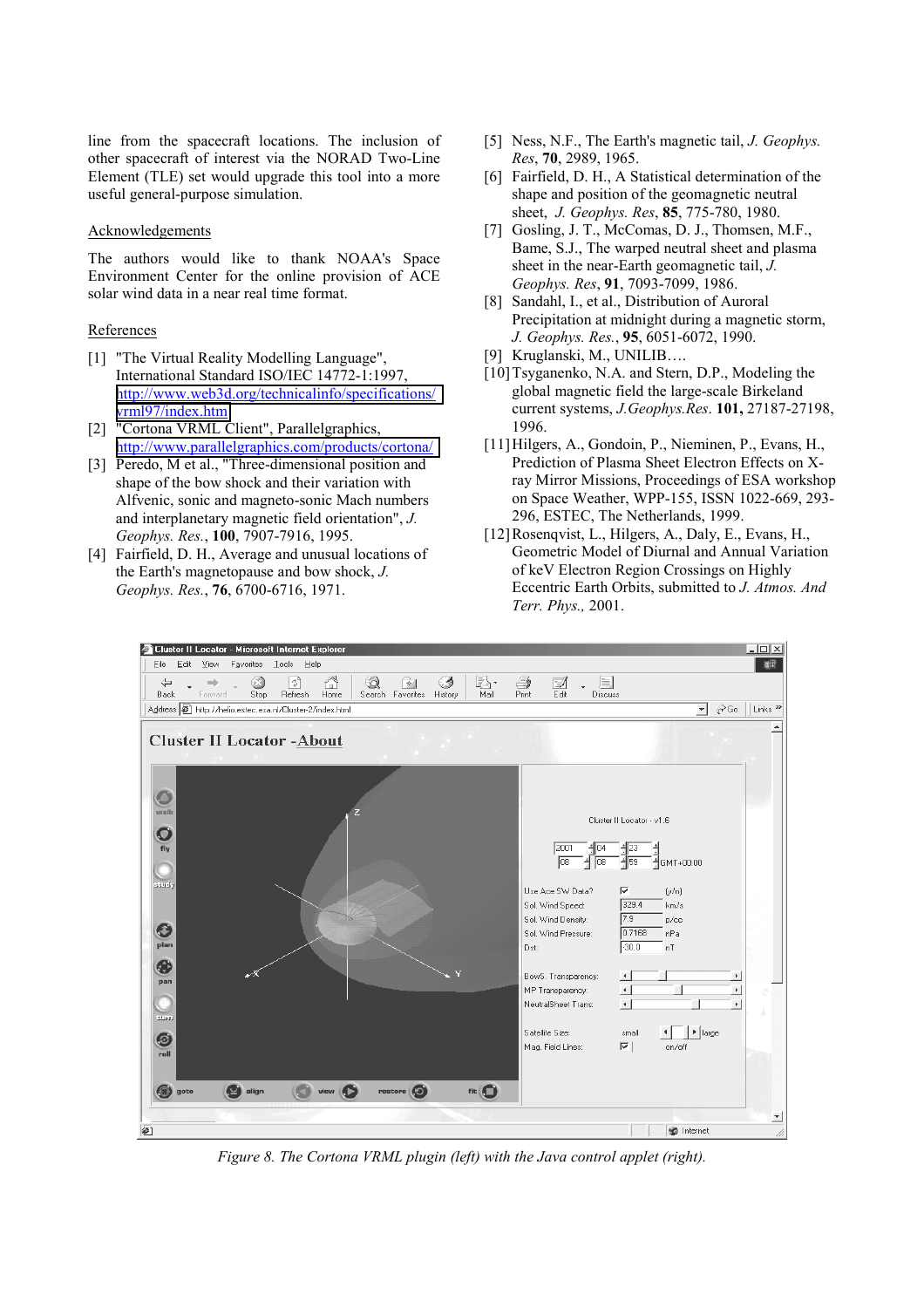line from the spacecraft locations. The inclusion of other spacecraft of interest via the NORAD Two-Line Element (TLE) set would upgrade this tool into a more useful general-purpose simulation.

## Acknowledgements

The authors would like to thank NOAA's Space Environment Center for the online provision of ACE solar wind data in a near real time format.

## References

[1] "The Virtual Reality Modelling Language", International Standard ISO/IEC 14772-1:1997, http://www.web3d.org/technicalinfo/specifications/vrml97/index.htm

[2] "Cortona VRML Client", Parallelgraphics, http://www.parallelgraphics.com/products/cortona/

[3] Peredo, M et al., "Three-dimensional position and shape of the bow shock and their variation with Alfvenic, sonic and magneto-sonic Mach numbers and interplanetary magnetic field orientation", *J. Geophys. Res.*, **100**, 7907-7916, 1995.

[4] Fairfield, D. H., Average and unusual locations of the Earth's magnetopause and bow shock, *J. Geophys. Res.*, **76**, 6700-6716, 1971.

[5] Ness, N.F., The Earth's magnetic tail, *J. Geophys. Res*, **70**, 2989, 1965.

[6] Fairfield, D. H., A Statistical determination of the shape and position of the geomagnetic neutral sheet, *J. Geophys. Res*, **85**, 775-780, 1980.

[7] Gosling, J. T., McComas, D. J., Thomsen, M.F., Bame, S.J., The warped neutral sheet and plasma sheet in the near-Earth geomagnetic tail, *J. Geophys. Res*, **91**, 7093-7099, 1986.

[8] Sandahl, I., et al., Distribution of Auroral Precipitation at midnight during a magnetic storm, *J. Geophys. Res.*, **95**, 6051-6072, 1990.

[9] Kruglanski, M., UNILIB….

[10] Tsyganenko, N.A. and Stern, D.P., Modeling the global magnetic field the large-scale Birkeland current systems, *J.Geophys.Res*. **101,** 27187-27198, 1996.

[11] Hilgers, A., Gondoin, P., Nieminen, P., Evans, H., Prediction of Plasma Sheet Electron Effects on X-ray Mirror Missions, Proceedings of ESA workshop on Space Weather, WPP-155, ISSN 1022-669, 293-296, ESTEC, The Netherlands, 1999.

[12] Rosenqvist, L., Hilgers, A., Daly, E., Evans, H., Geometric Model of Diurnal and Annual Variation of keV Electron Region Crossings on Highly Eccentric Earth Orbits, submitted to *J. Atmos. And Terr. Phys.,* 2001.

*Figure 8. The Cortona VRML plugin (left) with the Java control applet (right).*